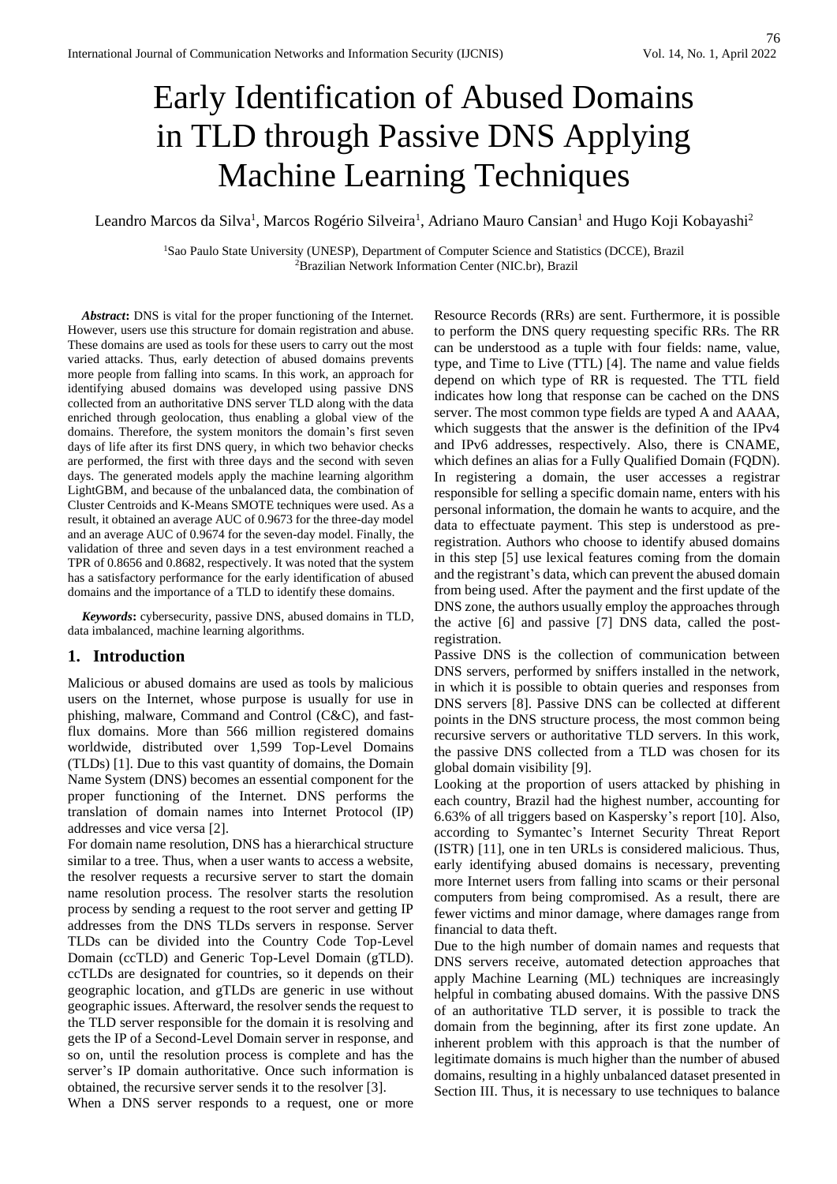# Early Identification of Abused Domains in TLD through Passive DNS Applying Machine Learning Techniques

Leandro Marcos da Silva[1], Marcos Rogério Silveira[1], Adriano Mauro Cansian[1] and Hugo Koji Kobayashi[2]

[1]Sao Paulo State University (UNESP), Department of Computer Science and Statistics (DCCE), Brazil
[2]Brazilian Network Information Center (NIC.br), Brazil

***Abstract*:** DNS is vital for the proper functioning of the Internet. However, users use this structure for domain registration and abuse. These domains are used as tools for these users to carry out the most varied attacks. Thus, early detection of abused domains prevents more people from falling into scams. In this work, an approach for identifying abused domains was developed using passive DNS collected from an authoritative DNS server TLD along with the data enriched through geolocation, thus enabling a global view of the domains. Therefore, the system monitors the domain's first seven days of life after its first DNS query, in which two behavior checks are performed, the first with three days and the second with seven days. The generated models apply the machine learning algorithm LightGBM, and because of the unbalanced data, the combination of Cluster Centroids and K-Means SMOTE techniques were used. As a result, it obtained an average AUC of 0.9673 for the three-day model and an average AUC of 0.9674 for the seven-day model. Finally, the validation of three and seven days in a test environment reached a TPR of 0.8656 and 0.8682, respectively. It was noted that the system has a satisfactory performance for the early identification of abused domains and the importance of a TLD to identify these domains.

***Keywords*:** cybersecurity, passive DNS, abused domains in TLD, data imbalanced, machine learning algorithms.

## 1. Introduction

Malicious or abused domains are used as tools by malicious users on the Internet, whose purpose is usually for use in phishing, malware, Command and Control (C&C), and fast-flux domains. More than 566 million registered domains worldwide, distributed over 1,599 Top-Level Domains (TLDs) [1]. Due to this vast quantity of domains, the Domain Name System (DNS) becomes an essential component for the proper functioning of the Internet. DNS performs the translation of domain names into Internet Protocol (IP) addresses and vice versa [2].

For domain name resolution, DNS has a hierarchical structure similar to a tree. Thus, when a user wants to access a website, the resolver requests a recursive server to start the domain name resolution process. The resolver starts the resolution process by sending a request to the root server and getting IP addresses from the DNS TLDs servers in response. Server TLDs can be divided into the Country Code Top-Level Domain (ccTLD) and Generic Top-Level Domain (gTLD). ccTLDs are designated for countries, so it depends on their geographic location, and gTLDs are generic in use without geographic issues. Afterward, the resolver sends the request to the TLD server responsible for the domain it is resolving and gets the IP of a Second-Level Domain server in response, and so on, until the resolution process is complete and has the server's IP domain authoritative. Once such information is obtained, the recursive server sends it to the resolver [3].

When a DNS server responds to a request, one or more Resource Records (RRs) are sent. Furthermore, it is possible to perform the DNS query requesting specific RRs. The RR can be understood as a tuple with four fields: name, value, type, and Time to Live (TTL) [4]. The name and value fields depend on which type of RR is requested. The TTL field indicates how long that response can be cached on the DNS server. The most common type fields are typed A and AAAA, which suggests that the answer is the definition of the IPv4 and IPv6 addresses, respectively. Also, there is CNAME, which defines an alias for a Fully Qualified Domain (FQDN). In registering a domain, the user accesses a registrar responsible for selling a specific domain name, enters with his personal information, the domain he wants to acquire, and the data to effectuate payment. This step is understood as pre-registration. Authors who choose to identify abused domains in this step [5] use lexical features coming from the domain and the registrant's data, which can prevent the abused domain from being used. After the payment and the first update of the DNS zone, the authors usually employ the approaches through the active [6] and passive [7] DNS data, called the post-registration.

Passive DNS is the collection of communication between DNS servers, performed by sniffers installed in the network, in which it is possible to obtain queries and responses from DNS servers [8]. Passive DNS can be collected at different points in the DNS structure process, the most common being recursive servers or authoritative TLD servers. In this work, the passive DNS collected from a TLD was chosen for its global domain visibility [9].

Looking at the proportion of users attacked by phishing in each country, Brazil had the highest number, accounting for 6.63% of all triggers based on Kaspersky's report [10]. Also, according to Symantec's Internet Security Threat Report (ISTR) [11], one in ten URLs is considered malicious. Thus, early identifying abused domains is necessary, preventing more Internet users from falling into scams or their personal computers from being compromised. As a result, there are fewer victims and minor damage, where damages range from financial to data theft.

Due to the high number of domain names and requests that DNS servers receive, automated detection approaches that apply Machine Learning (ML) techniques are increasingly helpful in combating abused domains. With the passive DNS of an authoritative TLD server, it is possible to track the domain from the beginning, after its first zone update. An inherent problem with this approach is that the number of legitimate domains is much higher than the number of abused domains, resulting in a highly unbalanced dataset presented in Section III. Thus, it is necessary to use techniques to balance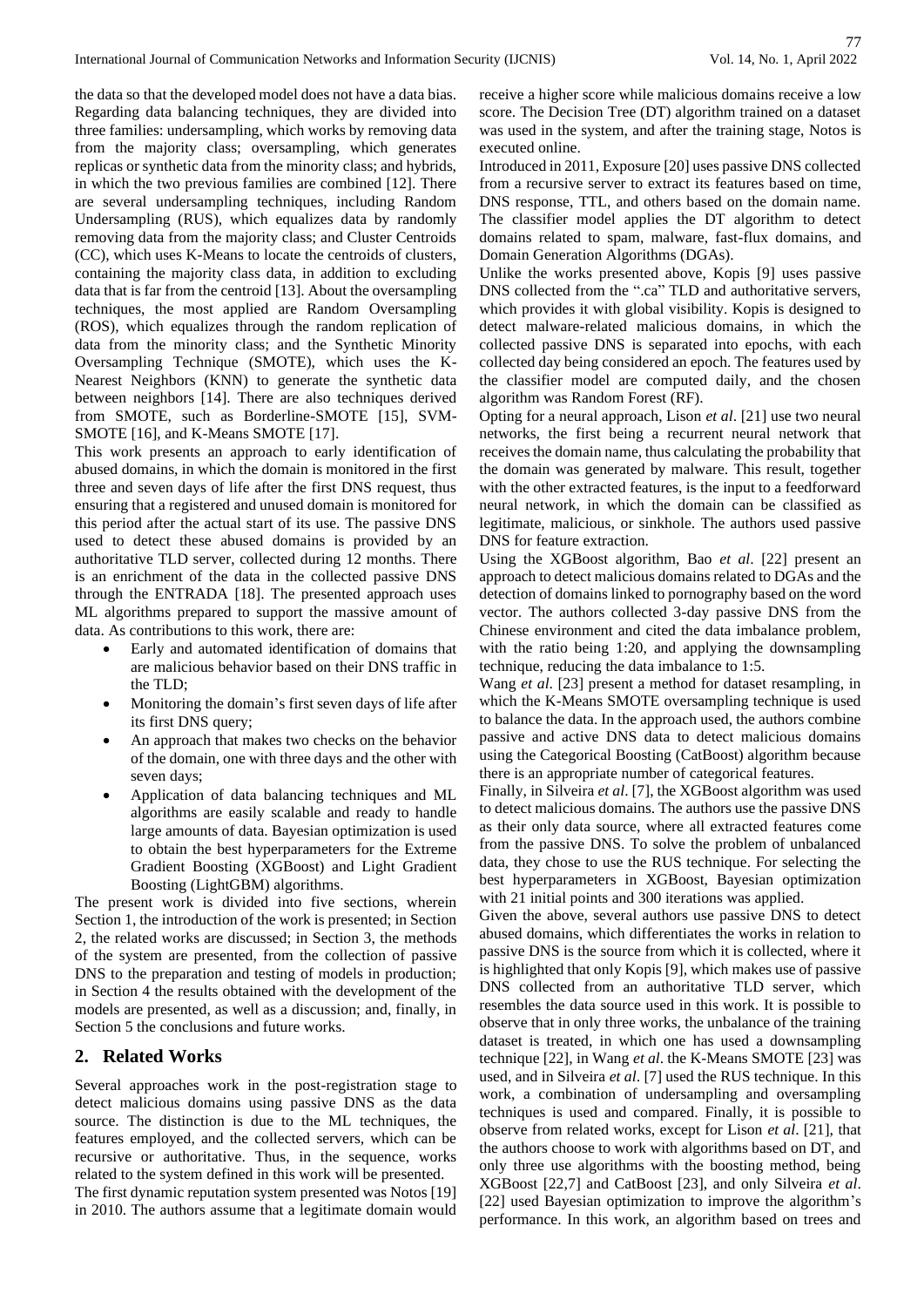the data so that the developed model does not have a data bias. Regarding data balancing techniques, they are divided into three families: undersampling, which works by removing data from the majority class; oversampling, which generates replicas or synthetic data from the minority class; and hybrids, in which the two previous families are combined [12]. There are several undersampling techniques, including Random Undersampling (RUS), which equalizes data by randomly removing data from the majority class; and Cluster Centroids (CC), which uses K-Means to locate the centroids of clusters, containing the majority class data, in addition to excluding data that is far from the centroid [13]. About the oversampling techniques, the most applied are Random Oversampling (ROS), which equalizes through the random replication of data from the minority class; and the Synthetic Minority Oversampling Technique (SMOTE), which uses the K-Nearest Neighbors (KNN) to generate the synthetic data between neighbors [14]. There are also techniques derived from SMOTE, such as Borderline-SMOTE [15], SVM-SMOTE [16], and K-Means SMOTE [17].

This work presents an approach to early identification of abused domains, in which the domain is monitored in the first three and seven days of life after the first DNS request, thus ensuring that a registered and unused domain is monitored for this period after the actual start of its use. The passive DNS used to detect these abused domains is provided by an authoritative TLD server, collected during 12 months. There is an enrichment of the data in the collected passive DNS through the ENTRADA [18]. The presented approach uses ML algorithms prepared to support the massive amount of data. As contributions to this work, there are:

- Early and automated identification of domains that are malicious behavior based on their DNS traffic in the TLD;
- Monitoring the domain's first seven days of life after its first DNS query;
- An approach that makes two checks on the behavior of the domain, one with three days and the other with seven days;
- Application of data balancing techniques and ML algorithms are easily scalable and ready to handle large amounts of data. Bayesian optimization is used to obtain the best hyperparameters for the Extreme Gradient Boosting (XGBoost) and Light Gradient Boosting (LightGBM) algorithms.

The present work is divided into five sections, wherein Section 1, the introduction of the work is presented; in Section 2, the related works are discussed; in Section 3, the methods of the system are presented, from the collection of passive DNS to the preparation and testing of models in production; in Section 4 the results obtained with the development of the models are presented, as well as a discussion; and, finally, in Section 5 the conclusions and future works.

## 2. Related Works

Several approaches work in the post-registration stage to detect malicious domains using passive DNS as the data source. The distinction is due to the ML techniques, the features employed, and the collected servers, which can be recursive or authoritative. Thus, in the sequence, works related to the system defined in this work will be presented.

The first dynamic reputation system presented was Notos [19] in 2010. The authors assume that a legitimate domain would receive a higher score while malicious domains receive a low score. The Decision Tree (DT) algorithm trained on a dataset was used in the system, and after the training stage, Notos is executed online.

Introduced in 2011, Exposure [20] uses passive DNS collected from a recursive server to extract its features based on time, DNS response, TTL, and others based on the domain name. The classifier model applies the DT algorithm to detect domains related to spam, malware, fast-flux domains, and Domain Generation Algorithms (DGAs).

Unlike the works presented above, Kopis [9] uses passive DNS collected from the ".ca" TLD and authoritative servers, which provides it with global visibility. Kopis is designed to detect malware-related malicious domains, in which the collected passive DNS is separated into epochs, with each collected day being considered an epoch. The features used by the classifier model are computed daily, and the chosen algorithm was Random Forest (RF).

Opting for a neural approach, Lison *et al*. [21] use two neural networks, the first being a recurrent neural network that receives the domain name, thus calculating the probability that the domain was generated by malware. This result, together with the other extracted features, is the input to a feedforward neural network, in which the domain can be classified as legitimate, malicious, or sinkhole. The authors used passive DNS for feature extraction.

Using the XGBoost algorithm, Bao *et al*. [22] present an approach to detect malicious domains related to DGAs and the detection of domains linked to pornography based on the word vector. The authors collected 3-day passive DNS from the Chinese environment and cited the data imbalance problem, with the ratio being 1:20, and applying the downsampling technique, reducing the data imbalance to 1:5.

Wang *et al*. [23] present a method for dataset resampling, in which the K-Means SMOTE oversampling technique is used to balance the data. In the approach used, the authors combine passive and active DNS data to detect malicious domains using the Categorical Boosting (CatBoost) algorithm because there is an appropriate number of categorical features.

Finally, in Silveira *et al*. [7], the XGBoost algorithm was used to detect malicious domains. The authors use the passive DNS as their only data source, where all extracted features come from the passive DNS. To solve the problem of unbalanced data, they chose to use the RUS technique. For selecting the best hyperparameters in XGBoost, Bayesian optimization with 21 initial points and 300 iterations was applied.

Given the above, several authors use passive DNS to detect abused domains, which differentiates the works in relation to passive DNS is the source from which it is collected, where it is highlighted that only Kopis [9], which makes use of passive DNS collected from an authoritative TLD server, which resembles the data source used in this work. It is possible to observe that in only three works, the unbalance of the training dataset is treated, in which one has used a downsampling technique [22], in Wang *et al*. the K-Means SMOTE [23] was used, and in Silveira *et al*. [7] used the RUS technique. In this work, a combination of undersampling and oversampling techniques is used and compared. Finally, it is possible to observe from related works, except for Lison *et al*. [21], that the authors choose to work with algorithms based on DT, and only three use algorithms with the boosting method, being XGBoost [22,7] and CatBoost [23], and only Silveira *et al*. [22] used Bayesian optimization to improve the algorithm's performance. In this work, an algorithm based on trees and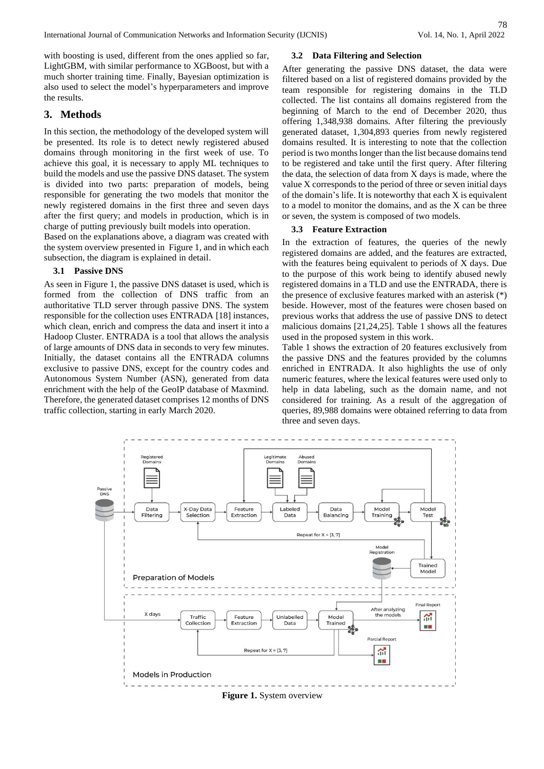with boosting is used, different from the ones applied so far, LightGBM, with similar performance to XGBoost, but with a much shorter training time. Finally, Bayesian optimization is also used to select the model's hyperparameters and improve the results.

# 3. Methods

In this section, the methodology of the developed system will be presented. Its role is to detect newly registered abused domains through monitoring in the first week of use. To achieve this goal, it is necessary to apply ML techniques to build the models and use the passive DNS dataset. The system is divided into two parts: preparation of models, being responsible for generating the two models that monitor the newly registered domains in the first three and seven days after the first query; and models in production, which is in charge of putting previously built models into operation.

Based on the explanations above, a diagram was created with the system overview presented in Figure 1, and in which each subsection, the diagram is explained in detail.

## 3.1 Passive DNS

As seen in Figure 1, the passive DNS dataset is used, which is formed from the collection of DNS traffic from an authoritative TLD server through passive DNS. The system responsible for the collection uses ENTRADA [18] instances, which clean, enrich and compress the data and insert it into a Hadoop Cluster. ENTRADA is a tool that allows the analysis of large amounts of DNS data in seconds to very few minutes. Initially, the dataset contains all the ENTRADA columns exclusive to passive DNS, except for the country codes and Autonomous System Number (ASN), generated from data enrichment with the help of the GeoIP database of Maxmind. Therefore, the generated dataset comprises 12 months of DNS traffic collection, starting in early March 2020.

## 3.2 Data Filtering and Selection

After generating the passive DNS dataset, the data were filtered based on a list of registered domains provided by the team responsible for registering domains in the TLD collected. The list contains all domains registered from the beginning of March to the end of December 2020, thus offering 1,348,938 domains. After filtering the previously generated dataset, 1,304,893 queries from newly registered domains resulted. It is interesting to note that the collection period is two months longer than the list because domains tend to be registered and take until the first query. After filtering the data, the selection of data from X days is made, where the value X corresponds to the period of three or seven initial days of the domain's life. It is noteworthy that each X is equivalent to a model to monitor the domains, and as the X can be three or seven, the system is composed of two models.

## 3.3 Feature Extraction

In the extraction of features, the queries of the newly registered domains are added, and the features are extracted, with the features being equivalent to periods of X days. Due to the purpose of this work being to identify abused newly registered domains in a TLD and use the ENTRADA, there is the presence of exclusive features marked with an asterisk (*) beside. However, most of the features were chosen based on previous works that address the use of passive DNS to detect malicious domains [21,24,25]. Table 1 shows all the features used in the proposed system in this work.

Table 1 shows the extraction of 20 features exclusively from the passive DNS and the features provided by the columns enriched in ENTRADA. It also highlights the use of only numeric features, where the lexical features were used only to help in data labeling, such as the domain name, and not considered for training. As a result of the aggregation of queries, 89,988 domains were obtained referring to data from three and seven days.

**Figure 1.** System overview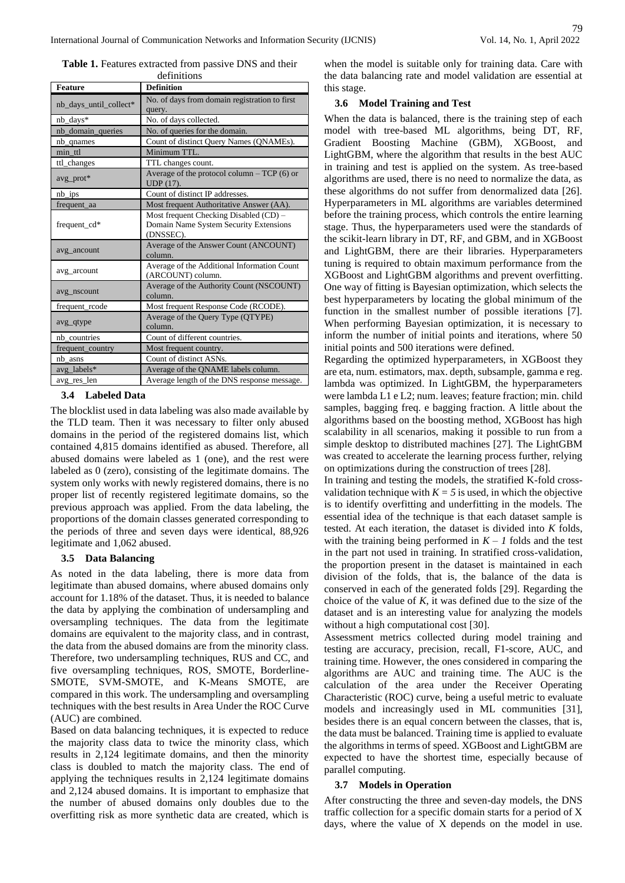**Table 1.** Features extracted from passive DNS and their definitions

| Feature | Definition |
|---|---|
| nb_days_until_collect* | No. of days from domain registration to first query. |
| nb_days* | No. of days collected. |
| nb_domain_queries | No. of queries for the domain. |
| nb_qnames | Count of distinct Query Names (QNAMEs). |
| min_ttl | Minimum TTL. |
| ttl_changes | TTL changes count. |
| avg_prot* | Average of the protocol column – TCP (6) or UDP (17). |
| nb_ips | Count of distinct IP addresses. |
| frequent_aa | Most frequent Authoritative Answer (AA). |
| frequent_cd* | Most frequent Checking Disabled (CD) – Domain Name System Security Extensions (DNSSEC). |
| avg_ancount | Average of the Answer Count (ANCOUNT) column. |
| avg_arcount | Average of the Additional Information Count (ARCOUNT) column. |
| avg_nscount | Average of the Authority Count (NSCOUNT) column. |
| frequent_rcode | Most frequent Response Code (RCODE). |
| avg_qtype | Average of the Query Type (QTYPE) column. |
| nb_countries | Count of different countries. |
| frequent_country | Most frequent country. |
| nb_asns | Count of distinct ASNs. |
| avg_labels* | Average of the QNAME labels column. |
| avg_res_len | Average length of the DNS response message. |

### 3.4 Labeled Data

The blocklist used in data labeling was also made available by the TLD team. Then it was necessary to filter only abused domains in the period of the registered domains list, which contained 4,815 domains identified as abused. Therefore, all abused domains were labeled as 1 (one), and the rest were labeled as 0 (zero), consisting of the legitimate domains. The system only works with newly registered domains, there is no proper list of recently registered legitimate domains, so the previous approach was applied. From the data labeling, the proportions of the domain classes generated corresponding to the periods of three and seven days were identical, 88,926 legitimate and 1,062 abused.

### 3.5 Data Balancing

As noted in the data labeling, there is more data from legitimate than abused domains, where abused domains only account for 1.18% of the dataset. Thus, it is needed to balance the data by applying the combination of undersampling and oversampling techniques. The data from the legitimate domains are equivalent to the majority class, and in contrast, the data from the abused domains are from the minority class. Therefore, two undersampling techniques, RUS and CC, and five oversampling techniques, ROS, SMOTE, Borderline-SMOTE, SVM-SMOTE, and K-Means SMOTE, are compared in this work. The undersampling and oversampling techniques with the best results in Area Under the ROC Curve (AUC) are combined.

Based on data balancing techniques, it is expected to reduce the majority class data to twice the minority class, which results in 2,124 legitimate domains, and then the minority class is doubled to match the majority class. The end of applying the techniques results in 2,124 legitimate domains and 2,124 abused domains. It is important to emphasize that the number of abused domains only doubles due to the overfitting risk as more synthetic data are created, which is when the model is suitable only for training data. Care with the data balancing rate and model validation are essential at this stage.

### 3.6 Model Training and Test

When the data is balanced, there is the training step of each model with tree-based ML algorithms, being DT, RF, Gradient Boosting Machine (GBM), XGBoost, and LightGBM, where the algorithm that results in the best AUC in training and test is applied on the system. As tree-based algorithms are used, there is no need to normalize the data, as these algorithms do not suffer from denormalized data [26]. Hyperparameters in ML algorithms are variables determined before the training process, which controls the entire learning stage. Thus, the hyperparameters used were the standards of the scikit-learn library in DT, RF, and GBM, and in XGBoost and LightGBM, there are their libraries. Hyperparameters tuning is required to obtain maximum performance from the XGBoost and LightGBM algorithms and prevent overfitting. One way of fitting is Bayesian optimization, which selects the best hyperparameters by locating the global minimum of the function in the smallest number of possible iterations [7]. When performing Bayesian optimization, it is necessary to inform the number of initial points and iterations, where 50 initial points and 500 iterations were defined.

Regarding the optimized hyperparameters, in XGBoost they are eta, num. estimators, max. depth, subsample, gamma e reg. lambda was optimized. In LightGBM, the hyperparameters were lambda L1 e L2; num. leaves; feature fraction; min. child samples, bagging freq. e bagging fraction. A little about the algorithms based on the boosting method, XGBoost has high scalability in all scenarios, making it possible to run from a simple desktop to distributed machines [27]. The LightGBM was created to accelerate the learning process further, relying on optimizations during the construction of trees [28].

In training and testing the models, the stratified K-fold cross-validation technique with $K = 5$ is used, in which the objective is to identify overfitting and underfitting in the models. The essential idea of the technique is that each dataset sample is tested. At each iteration, the dataset is divided into $K$ folds, with the training being performed in $K - 1$ folds and the test in the part not used in training. In stratified cross-validation, the proportion present in the dataset is maintained in each division of the folds, that is, the balance of the data is conserved in each of the generated folds [29]. Regarding the choice of the value of $K$, it was defined due to the size of the dataset and is an interesting value for analyzing the models without a high computational cost [30].

Assessment metrics collected during model training and testing are accuracy, precision, recall, F1-score, AUC, and training time. However, the ones considered in comparing the algorithms are AUC and training time. The AUC is the calculation of the area under the Receiver Operating Characteristic (ROC) curve, being a useful metric to evaluate models and increasingly used in ML communities [31], besides there is an equal concern between the classes, that is, the data must be balanced. Training time is applied to evaluate the algorithms in terms of speed. XGBoost and LightGBM are expected to have the shortest time, especially because of parallel computing.

### 3.7 Models in Operation

After constructing the three and seven-day models, the DNS traffic collection for a specific domain starts for a period of X days, where the value of X depends on the model in use.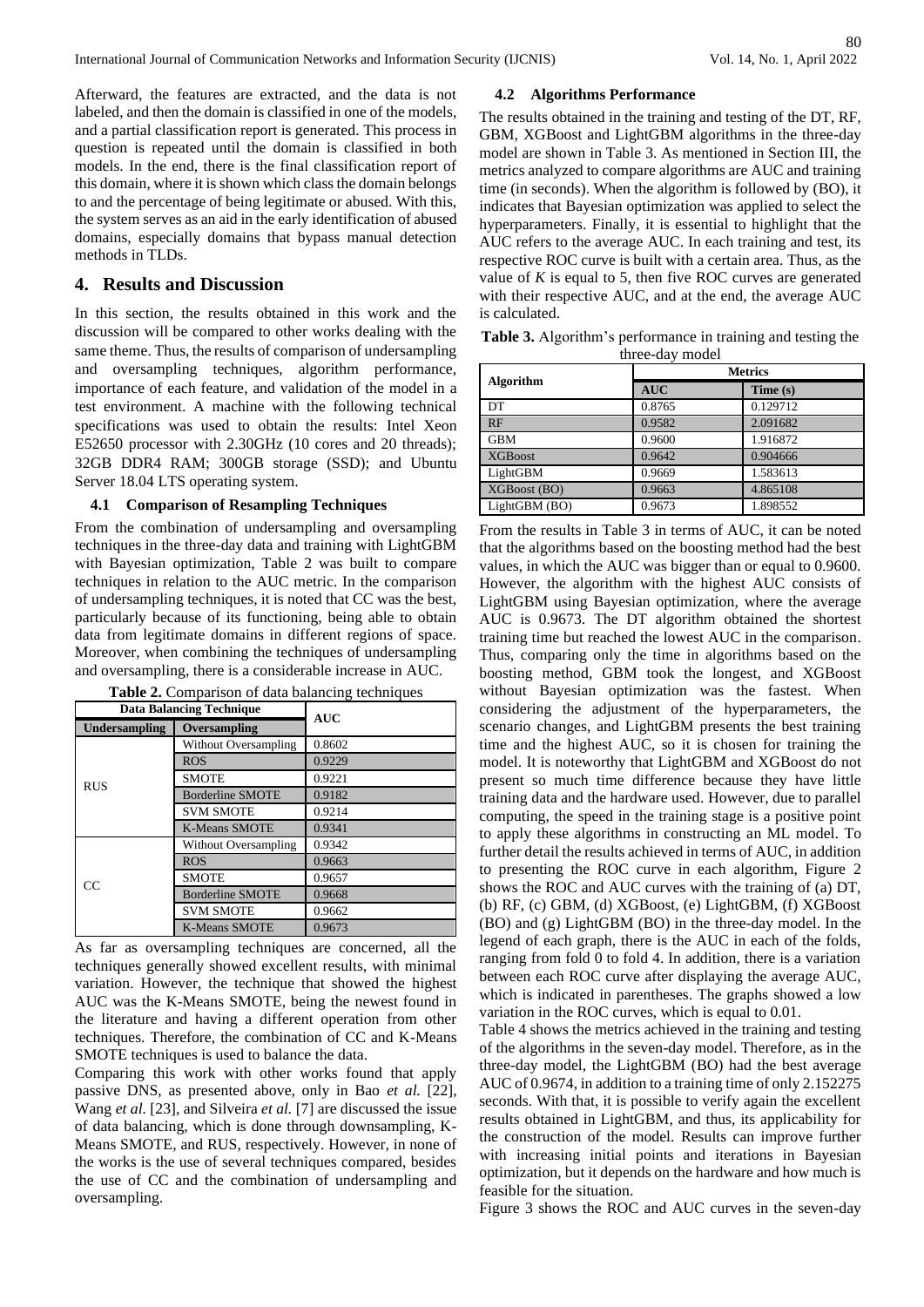Afterward, the features are extracted, and the data is not labeled, and then the domain is classified in one of the models, and a partial classification report is generated. This process in question is repeated until the domain is classified in both models. In the end, there is the final classification report of this domain, where it is shown which class the domain belongs to and the percentage of being legitimate or abused. With this, the system serves as an aid in the early identification of abused domains, especially domains that bypass manual detection methods in TLDs.

# 4. Results and Discussion

In this section, the results obtained in this work and the discussion will be compared to other works dealing with the same theme. Thus, the results of comparison of undersampling and oversampling techniques, algorithm performance, importance of each feature, and validation of the model in a test environment. A machine with the following technical specifications was used to obtain the results: Intel Xeon E52650 processor with 2.30GHz (10 cores and 20 threads); 32GB DDR4 RAM; 300GB storage (SSD); and Ubuntu Server 18.04 LTS operating system.

## 4.1 Comparison of Resampling Techniques

From the combination of undersampling and oversampling techniques in the three-day data and training with LightGBM with Bayesian optimization, Table 2 was built to compare techniques in relation to the AUC metric. In the comparison of undersampling techniques, it is noted that CC was the best, particularly because of its functioning, being able to obtain data from legitimate domains in different regions of space. Moreover, when combining the techniques of undersampling and oversampling, there is a considerable increase in AUC.

**Table 2.** Comparison of data balancing techniques

| Data Balancing Technique | | AUC |
|---|---|---|
| **Undersampling** | **Oversampling** | |
| RUS | Without Oversampling | 0.8602 |
| | ROS | 0.9229 |
| | SMOTE | 0.9221 |
| | Borderline SMOTE | 0.9182 |
| | SVM SMOTE | 0.9214 |
| | K-Means SMOTE | 0.9341 |
| CC | Without Oversampling | 0.9342 |
| | ROS | 0.9663 |
| | SMOTE | 0.9657 |
| | Borderline SMOTE | 0.9668 |
| | SVM SMOTE | 0.9662 |
| | K-Means SMOTE | 0.9673 |

As far as oversampling techniques are concerned, all the techniques generally showed excellent results, with minimal variation. However, the technique that showed the highest AUC was the K-Means SMOTE, being the newest found in the literature and having a different operation from other techniques. Therefore, the combination of CC and K-Means SMOTE techniques is used to balance the data.

Comparing this work with other works found that apply passive DNS, as presented above, only in Bao *et al.* [22], Wang *et al.* [23], and Silveira *et al.* [7] are discussed the issue of data balancing, which is done through downsampling, K-Means SMOTE, and RUS, respectively. However, in none of the works is the use of several techniques compared, besides the use of CC and the combination of undersampling and oversampling.

## 4.2 Algorithms Performance

The results obtained in the training and testing of the DT, RF, GBM, XGBoost and LightGBM algorithms in the three-day model are shown in Table 3. As mentioned in Section III, the metrics analyzed to compare algorithms are AUC and training time (in seconds). When the algorithm is followed by (BO), it indicates that Bayesian optimization was applied to select the hyperparameters. Finally, it is essential to highlight that the AUC refers to the average AUC. In each training and test, its respective ROC curve is built with a certain area. Thus, as the value of $K$ is equal to 5, then five ROC curves are generated with their respective AUC, and at the end, the average AUC is calculated.

**Table 3.** Algorithm's performance in training and testing the three-day model

| Algorithm | Metrics | |
|---|---|---|
| | **AUC** | **Time (s)** |
| DT | 0.8765 | 0.129712 |
| RF | 0.9582 | 2.091682 |
| GBM | 0.9600 | 1.916872 |
| XGBoost | 0.9642 | 0.904666 |
| LightGBM | 0.9669 | 1.583613 |
| XGBoost (BO) | 0.9663 | 4.865108 |
| LightGBM (BO) | 0.9673 | 1.898552 |

From the results in Table 3 in terms of AUC, it can be noted that the algorithms based on the boosting method had the best values, in which the AUC was bigger than or equal to 0.9600. However, the algorithm with the highest AUC consists of LightGBM using Bayesian optimization, where the average AUC is 0.9673. The DT algorithm obtained the shortest training time but reached the lowest AUC in the comparison. Thus, comparing only the time in algorithms based on the boosting method, GBM took the longest, and XGBoost without Bayesian optimization was the fastest. When considering the adjustment of the hyperparameters, the scenario changes, and LightGBM presents the best training time and the highest AUC, so it is chosen for training the model. It is noteworthy that LightGBM and XGBoost do not present so much time difference because they have little training data and the hardware used. However, due to parallel computing, the speed in the training stage is a positive point to apply these algorithms in constructing an ML model. To further detail the results achieved in terms of AUC, in addition to presenting the ROC curve in each algorithm, Figure 2 shows the ROC and AUC curves with the training of (a) DT, (b) RF, (c) GBM, (d) XGBoost, (e) LightGBM, (f) XGBoost (BO) and (g) LightGBM (BO) in the three-day model. In the legend of each graph, there is the AUC in each of the folds, ranging from fold 0 to fold 4. In addition, there is a variation between each ROC curve after displaying the average AUC, which is indicated in parentheses. The graphs showed a low variation in the ROC curves, which is equal to 0.01.

Table 4 shows the metrics achieved in the training and testing of the algorithms in the seven-day model. Therefore, as in the three-day model, the LightGBM (BO) had the best average AUC of 0.9674, in addition to a training time of only 2.152275 seconds. With that, it is possible to verify again the excellent results obtained in LightGBM, and thus, its applicability for the construction of the model. Results can improve further with increasing initial points and iterations in Bayesian optimization, but it depends on the hardware and how much is feasible for the situation.

Figure 3 shows the ROC and AUC curves in the seven-day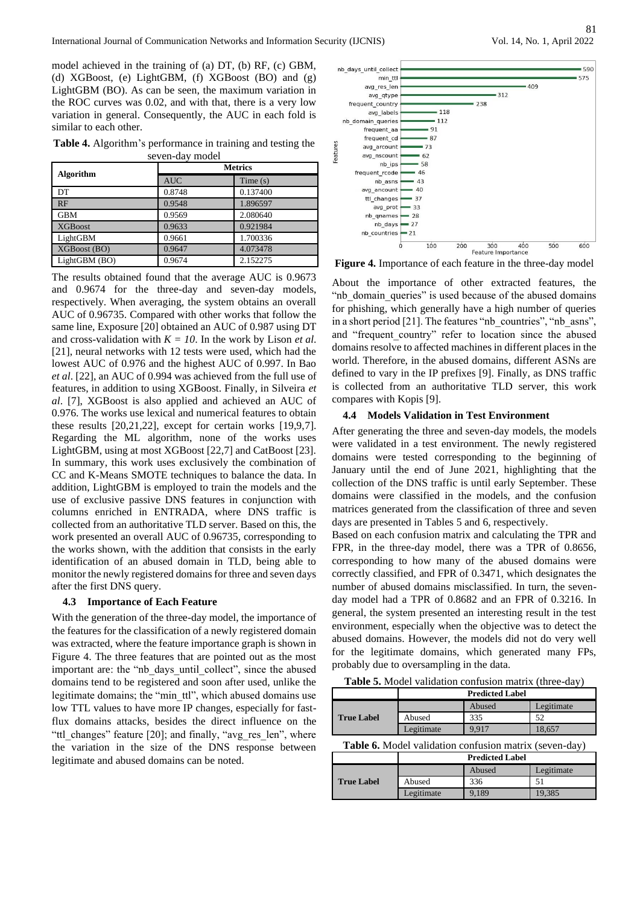model achieved in the training of (a) DT, (b) RF, (c) GBM, (d) XGBoost, (e) LightGBM, (f) XGBoost (BO) and (g) LightGBM (BO). As can be seen, the maximum variation in the ROC curves was 0.02, and with that, there is a very low variation in general. Consequently, the AUC in each fold is similar to each other.

**Table 4.** Algorithm's performance in training and testing the seven-day model

| Algorithm | Metrics | |
|---|---|---|
| | AUC | Time (s) |
| DT | 0.8748 | 0.137400 |
| RF | 0.9548 | 1.896597 |
| GBM | 0.9569 | 2.080640 |
| XGBoost | 0.9633 | 0.921984 |
| LightGBM | 0.9661 | 1.700336 |
| XGBoost (BO) | 0.9647 | 4.073478 |
| LightGBM (BO) | 0.9674 | 2.152275 |

The results obtained found that the average AUC is 0.9673 and 0.9674 for the three-day and seven-day models, respectively. When averaging, the system obtains an overall AUC of 0.96735. Compared with other works that follow the same line, Exposure [20] obtained an AUC of 0.987 using DT and cross-validation with $K = 10$. In the work by Lison *et al*. [21], neural networks with 12 tests were used, which had the lowest AUC of 0.976 and the highest AUC of 0.997. In Bao *et al*. [22], an AUC of 0.994 was achieved from the full use of features, in addition to using XGBoost. Finally, in Silveira *et al*. [7], XGBoost is also applied and achieved an AUC of 0.976. The works use lexical and numerical features to obtain these results [20,21,22], except for certain works [19,9,7]. Regarding the ML algorithm, none of the works uses LightGBM, using at most XGBoost [22,7] and CatBoost [23]. In summary, this work uses exclusively the combination of CC and K-Means SMOTE techniques to balance the data. In addition, LightGBM is employed to train the models and the use of exclusive passive DNS features in conjunction with columns enriched in ENTRADA, where DNS traffic is collected from an authoritative TLD server. Based on this, the work presented an overall AUC of 0.96735, corresponding to the works shown, with the addition that consists in the early identification of an abused domain in TLD, being able to monitor the newly registered domains for three and seven days after the first DNS query.

### 4.3 Importance of Each Feature

With the generation of the three-day model, the importance of the features for the classification of a newly registered domain was extracted, where the feature importance graph is shown in Figure 4. The three features that are pointed out as the most important are: the "nb_days_until_collect", since the abused domains tend to be registered and soon after used, unlike the legitimate domains; the "min_ttl", which abused domains use low TTL values to have more IP changes, especially for fast-flux domains attacks, besides the direct influence on the "ttl_changes" feature [20]; and finally, "avg_res_len", where the variation in the size of the DNS response between legitimate and abused domains can be noted.

**Figure 4.** Importance of each feature in the three-day model

About the importance of other extracted features, the "nb_domain_queries" is used because of the abused domains for phishing, which generally have a high number of queries in a short period [21]. The features "nb_countries", "nb_asns", and "frequent_country" refer to location since the abused domains resolve to affected machines in different places in the world. Therefore, in the abused domains, different ASNs are defined to vary in the IP prefixes [9]. Finally, as DNS traffic is collected from an authoritative TLD server, this work compares with Kopis [9].

### 4.4 Models Validation in Test Environment

After generating the three and seven-day models, the models were validated in a test environment. The newly registered domains were tested corresponding to the beginning of January until the end of June 2021, highlighting that the collection of the DNS traffic is until early September. These domains were classified in the models, and the confusion matrices generated from the classification of three and seven days are presented in Tables 5 and 6, respectively.

Based on each confusion matrix and calculating the TPR and FPR, in the three-day model, there was a TPR of 0.8656, corresponding to how many of the abused domains were correctly classified, and FPR of 0.3471, which designates the number of abused domains misclassified. In turn, the seven-day model had a TPR of 0.8682 and an FPR of 0.3216. In general, the system presented an interesting result in the test environment, especially when the objective was to detect the abused domains. However, the models did not do very well for the legitimate domains, which generated many FPs, probably due to oversampling in the data.

**Table 5.** Model validation confusion matrix (three-day)

| | | Predicted Label | |
|---|---|---|---|
| | | Abused | Legitimate |
| True Label | Abused | 335 | 52 |
| | Legitimate | 9,917 | 18,657 |

**Table 6.** Model validation confusion matrix (seven-day)

| | | Predicted Label | |
|---|---|---|---|
| | | Abused | Legitimate |
| True Label | Abused | 336 | 51 |
| | Legitimate | 9,189 | 19,385 |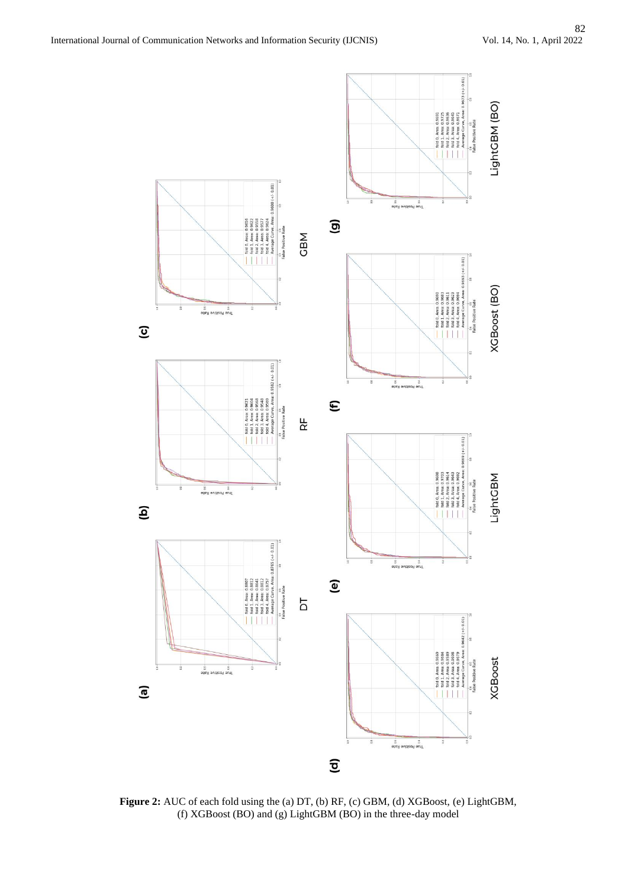Figure 2: AUC of each fold using the (a) DT, (b) RF, (c) GBM, (d) XGBoost, (e) LightGBM, (f) XGBoost (BO) and (g) LightGBM (BO) in the three-day model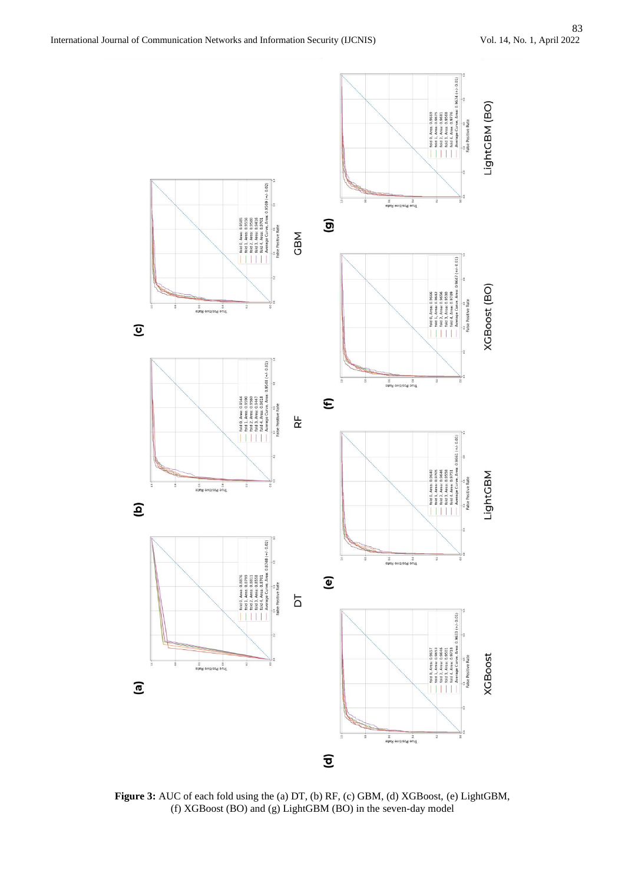**Figure 3:** AUC of each fold using the (a) DT, (b) RF, (c) GBM, (d) XGBoost, (e) LightGBM, (f) XGBoost (BO) and (g) LightGBM (BO) in the seven-day model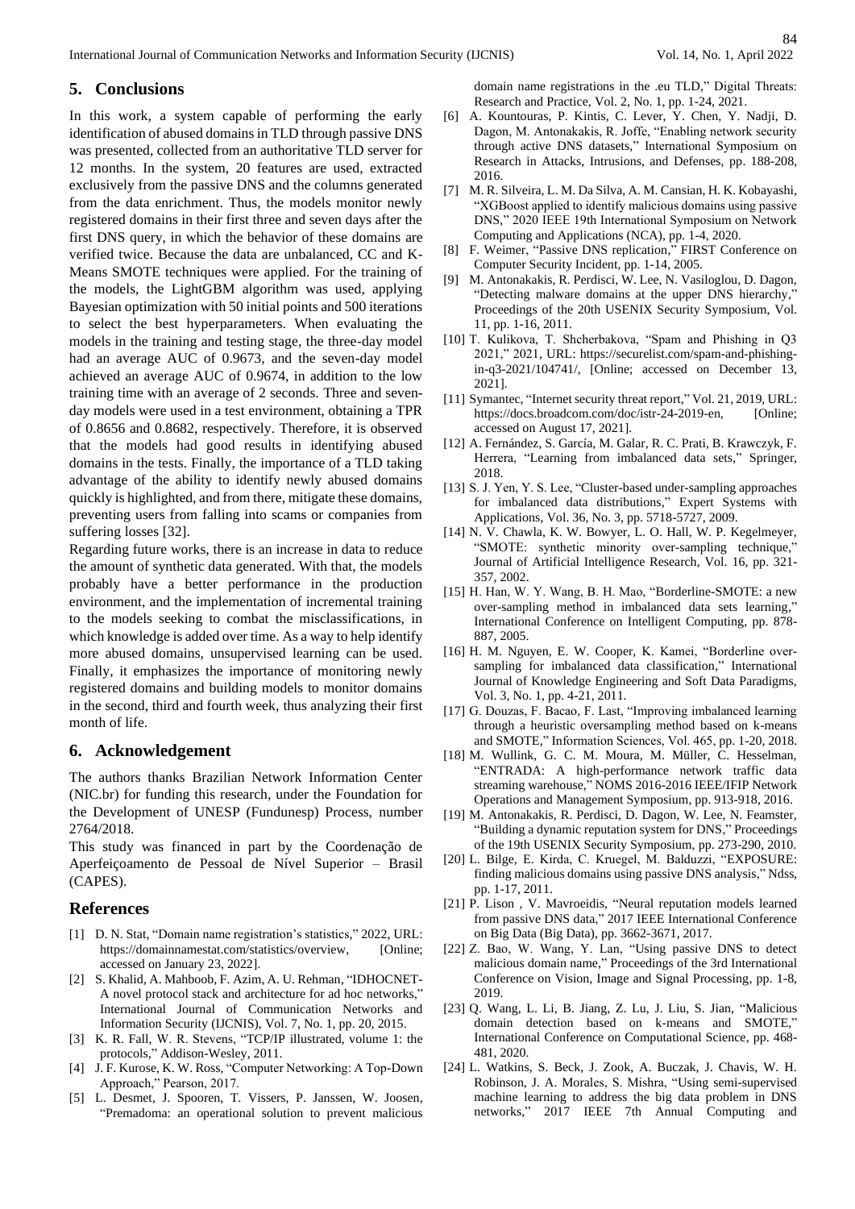## 5. Conclusions

In this work, a system capable of performing the early identification of abused domains in TLD through passive DNS was presented, collected from an authoritative TLD server for 12 months. In the system, 20 features are used, extracted exclusively from the passive DNS and the columns generated from the data enrichment. Thus, the models monitor newly registered domains in their first three and seven days after the first DNS query, in which the behavior of these domains are verified twice. Because the data are unbalanced, CC and K-Means SMOTE techniques were applied. For the training of the models, the LightGBM algorithm was used, applying Bayesian optimization with 50 initial points and 500 iterations to select the best hyperparameters. When evaluating the models in the training and testing stage, the three-day model had an average AUC of 0.9673, and the seven-day model achieved an average AUC of 0.9674, in addition to the low training time with an average of 2 seconds. Three and seven-day models were used in a test environment, obtaining a TPR of 0.8656 and 0.8682, respectively. Therefore, it is observed that the models had good results in identifying abused domains in the tests. Finally, the importance of a TLD taking advantage of the ability to identify newly abused domains quickly is highlighted, and from there, mitigate these domains, preventing users from falling into scams or companies from suffering losses [32].

Regarding future works, there is an increase in data to reduce the amount of synthetic data generated. With that, the models probably have a better performance in the production environment, and the implementation of incremental training to the models seeking to combat the misclassifications, in which knowledge is added over time. As a way to help identify more abused domains, unsupervised learning can be used. Finally, it emphasizes the importance of monitoring newly registered domains and building models to monitor domains in the second, third and fourth week, thus analyzing their first month of life.

## 6. Acknowledgement

The authors thanks Brazilian Network Information Center (NIC.br) for funding this research, under the Foundation for the Development of UNESP (Fundunesp) Process, number 2764/2018.

This study was financed in part by the Coordenação de Aperfeiçoamento de Pessoal de Nível Superior – Brasil (CAPES).

## References

[1] D. N. Stat, "Domain name registration's statistics," 2022, URL: https://domainnamestat.com/statistics/overview, [Online; accessed on January 23, 2022].

[2] S. Khalid, A. Mahboob, F. Azim, A. U. Rehman, "IDHOCNET- A novel protocol stack and architecture for ad hoc networks," International Journal of Communication Networks and Information Security (IJCNIS), Vol. 7, No. 1, pp. 20, 2015.

[3] K. R. Fall, W. R. Stevens, "TCP/IP illustrated, volume 1: the protocols," Addison-Wesley, 2011.

[4] J. F. Kurose, K. W. Ross, "Computer Networking: A Top-Down Approach," Pearson, 2017.

[5] L. Desmet, J. Spooren, T. Vissers, P. Janssen, W. Joosen, "Premadoma: an operational solution to prevent malicious domain name registrations in the .eu TLD," Digital Threats: Research and Practice, Vol. 2, No. 1, pp. 1-24, 2021.

[6] A. Kountouras, P. Kintis, C. Lever, Y. Chen, Y. Nadji, D. Dagon, M. Antonakakis, R. Joffe, "Enabling network security through active DNS datasets," International Symposium on Research in Attacks, Intrusions, and Defenses, pp. 188-208, 2016.

[7] M. R. Silveira, L. M. Da Silva, A. M. Cansian, H. K. Kobayashi, "XGBoost applied to identify malicious domains using passive DNS," 2020 IEEE 19th International Symposium on Network Computing and Applications (NCA), pp. 1-4, 2020.

[8] F. Weimer, "Passive DNS replication," FIRST Conference on Computer Security Incident, pp. 1-14, 2005.

[9] M. Antonakakis, R. Perdisci, W. Lee, N. Vasiloglou, D. Dagon, "Detecting malware domains at the upper DNS hierarchy," Proceedings of the 20th USENIX Security Symposium, Vol. 11, pp. 1-16, 2011.

[10] T. Kulikova, T. Shcherbakova, "Spam and Phishing in Q3 2021," 2021, URL: https://securelist.com/spam-and-phishing-in-q3-2021/104741/, [Online; accessed on December 13, 2021].

[11] Symantec, "Internet security threat report," Vol. 21, 2019, URL: https://docs.broadcom.com/doc/istr-24-2019-en, [Online; accessed on August 17, 2021].

[12] A. Fernández, S. García, M. Galar, R. C. Prati, B. Krawczyk, F. Herrera, "Learning from imbalanced data sets," Springer, 2018.

[13] S. J. Yen, Y. S. Lee, "Cluster-based under-sampling approaches for imbalanced data distributions," Expert Systems with Applications, Vol. 36, No. 3, pp. 5718-5727, 2009.

[14] N. V. Chawla, K. W. Bowyer, L. O. Hall, W. P. Kegelmeyer, "SMOTE: synthetic minority over-sampling technique," Journal of Artificial Intelligence Research, Vol. 16, pp. 321-357, 2002.

[15] H. Han, W. Y. Wang, B. H. Mao, "Borderline-SMOTE: a new over-sampling method in imbalanced data sets learning," International Conference on Intelligent Computing, pp. 878-887, 2005.

[16] H. M. Nguyen, E. W. Cooper, K. Kamei, "Borderline over-sampling for imbalanced data classification," International Journal of Knowledge Engineering and Soft Data Paradigms, Vol. 3, No. 1, pp. 4-21, 2011.

[17] G. Douzas, F. Bacao, F. Last, "Improving imbalanced learning through a heuristic oversampling method based on k-means and SMOTE," Information Sciences, Vol. 465, pp. 1-20, 2018.

[18] M. Wullink, G. C. M. Moura, M. Müller, C. Hesselman, "ENTRADA: A high-performance network traffic data streaming warehouse," NOMS 2016-2016 IEEE/IFIP Network Operations and Management Symposium, pp. 913-918, 2016.

[19] M. Antonakakis, R. Perdisci, D. Dagon, W. Lee, N. Feamster, "Building a dynamic reputation system for DNS," Proceedings of the 19th USENIX Security Symposium, pp. 273-290, 2010.

[20] L. Bilge, E. Kirda, C. Kruegel, M. Balduzzi, "EXPOSURE: finding malicious domains using passive DNS analysis," Ndss, pp. 1-17, 2011.

[21] P. Lison , V. Mavroeidis, "Neural reputation models learned from passive DNS data," 2017 IEEE International Conference on Big Data (Big Data), pp. 3662-3671, 2017.

[22] Z. Bao, W. Wang, Y. Lan, "Using passive DNS to detect malicious domain name," Proceedings of the 3rd International Conference on Vision, Image and Signal Processing, pp. 1-8, 2019.

[23] Q. Wang, L. Li, B. Jiang, Z. Lu, J. Liu, S. Jian, "Malicious domain detection based on k-means and SMOTE," International Conference on Computational Science, pp. 468-481, 2020.

[24] L. Watkins, S. Beck, J. Zook, A. Buczak, J. Chavis, W. H. Robinson, J. A. Morales, S. Mishra, "Using semi-supervised machine learning to address the big data problem in DNS networks," 2017 IEEE 7th Annual Computing and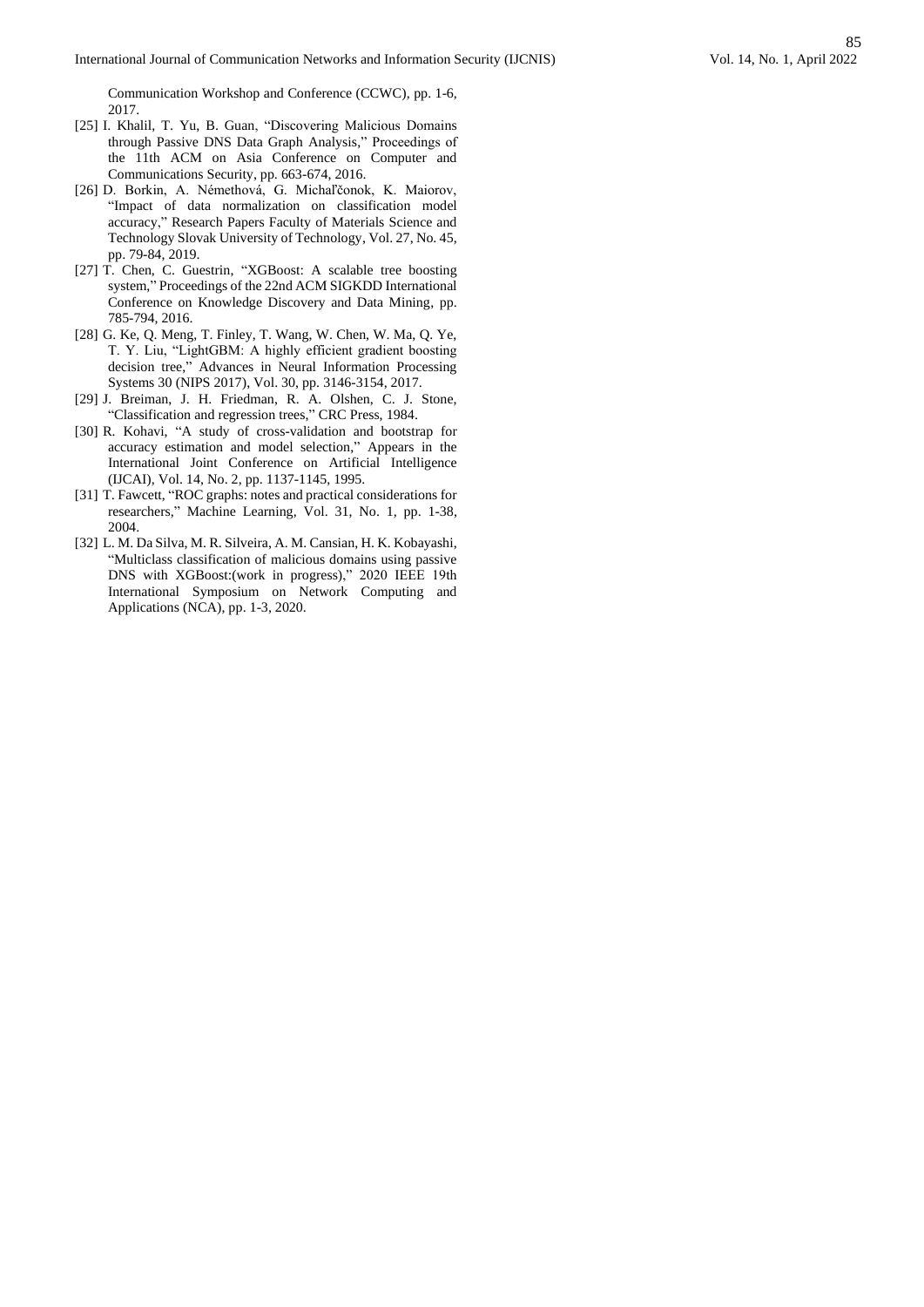Communication Workshop and Conference (CCWC), pp. 1-6, 2017.

[25] I. Khalil, T. Yu, B. Guan, "Discovering Malicious Domains through Passive DNS Data Graph Analysis," Proceedings of the 11th ACM on Asia Conference on Computer and Communications Security, pp. 663-674, 2016.

[26] D. Borkin, A. Némethová, G. Michaľčonok, K. Maiorov, "Impact of data normalization on classification model accuracy," Research Papers Faculty of Materials Science and Technology Slovak University of Technology, Vol. 27, No. 45, pp. 79-84, 2019.

[27] T. Chen, C. Guestrin, "XGBoost: A scalable tree boosting system," Proceedings of the 22nd ACM SIGKDD International Conference on Knowledge Discovery and Data Mining, pp. 785-794, 2016.

[28] G. Ke, Q. Meng, T. Finley, T. Wang, W. Chen, W. Ma, Q. Ye, T. Y. Liu, "LightGBM: A highly efficient gradient boosting decision tree," Advances in Neural Information Processing Systems 30 (NIPS 2017), Vol. 30, pp. 3146-3154, 2017.

[29] J. Breiman, J. H. Friedman, R. A. Olshen, C. J. Stone, "Classification and regression trees," CRC Press, 1984.

[30] R. Kohavi, "A study of cross-validation and bootstrap for accuracy estimation and model selection," Appears in the International Joint Conference on Artificial Intelligence (IJCAI), Vol. 14, No. 2, pp. 1137-1145, 1995.

[31] T. Fawcett, "ROC graphs: notes and practical considerations for researchers," Machine Learning, Vol. 31, No. 1, pp. 1-38, 2004.

[32] L. M. Da Silva, M. R. Silveira, A. M. Cansian, H. K. Kobayashi, "Multiclass classification of malicious domains using passive DNS with XGBoost:(work in progress)," 2020 IEEE 19th International Symposium on Network Computing and Applications (NCA), pp. 1-3, 2020.